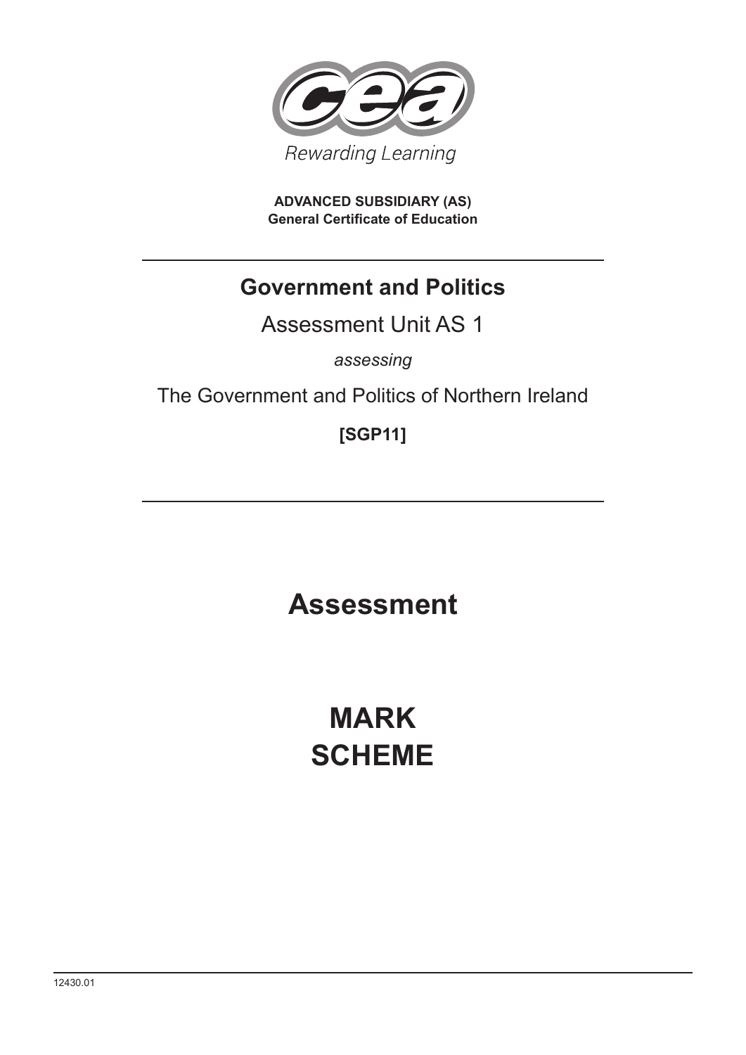Rewarding Learning

**ADVANCED SUBSIDIARY (AS)**
**General Certificate of Education**

# Government and Politics

## Assessment Unit AS 1

*assessing*

The Government and Politics of Northern Ireland

**[SGP11]**

# Assessment

# MARK SCHEME

12430.01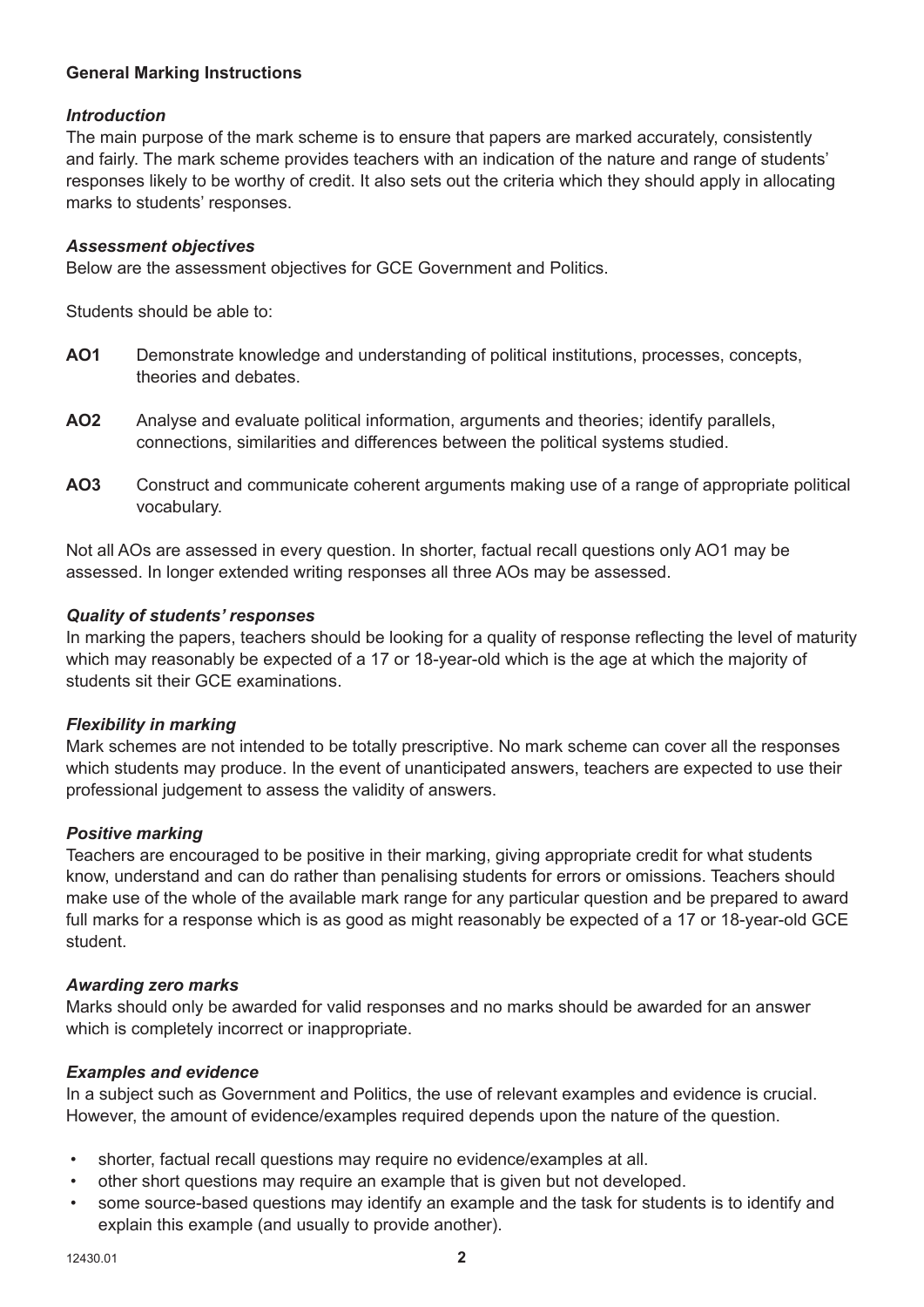**General Marking Instructions**

***Introduction***

The main purpose of the mark scheme is to ensure that papers are marked accurately, consistently and fairly. The mark scheme provides teachers with an indication of the nature and range of students' responses likely to be worthy of credit. It also sets out the criteria which they should apply in allocating marks to students' responses.

***Assessment objectives***

Below are the assessment objectives for GCE Government and Politics.

Students should be able to:

**AO1** Demonstrate knowledge and understanding of political institutions, processes, concepts, theories and debates.

**AO2** Analyse and evaluate political information, arguments and theories; identify parallels, connections, similarities and differences between the political systems studied.

**AO3** Construct and communicate coherent arguments making use of a range of appropriate political vocabulary.

Not all AOs are assessed in every question. In shorter, factual recall questions only AO1 may be assessed. In longer extended writing responses all three AOs may be assessed.

***Quality of students' responses***

In marking the papers, teachers should be looking for a quality of response reflecting the level of maturity which may reasonably be expected of a 17 or 18-year-old which is the age at which the majority of students sit their GCE examinations.

***Flexibility in marking***

Mark schemes are not intended to be totally prescriptive. No mark scheme can cover all the responses which students may produce. In the event of unanticipated answers, teachers are expected to use their professional judgement to assess the validity of answers.

***Positive marking***

Teachers are encouraged to be positive in their marking, giving appropriate credit for what students know, understand and can do rather than penalising students for errors or omissions. Teachers should make use of the whole of the available mark range for any particular question and be prepared to award full marks for a response which is as good as might reasonably be expected of a 17 or 18-year-old GCE student.

***Awarding zero marks***

Marks should only be awarded for valid responses and no marks should be awarded for an answer which is completely incorrect or inappropriate.

***Examples and evidence***

In a subject such as Government and Politics, the use of relevant examples and evidence is crucial. However, the amount of evidence/examples required depends upon the nature of the question.

- shorter, factual recall questions may require no evidence/examples at all.
- other short questions may require an example that is given but not developed.
- some source-based questions may identify an example and the task for students is to identify and explain this example (and usually to provide another).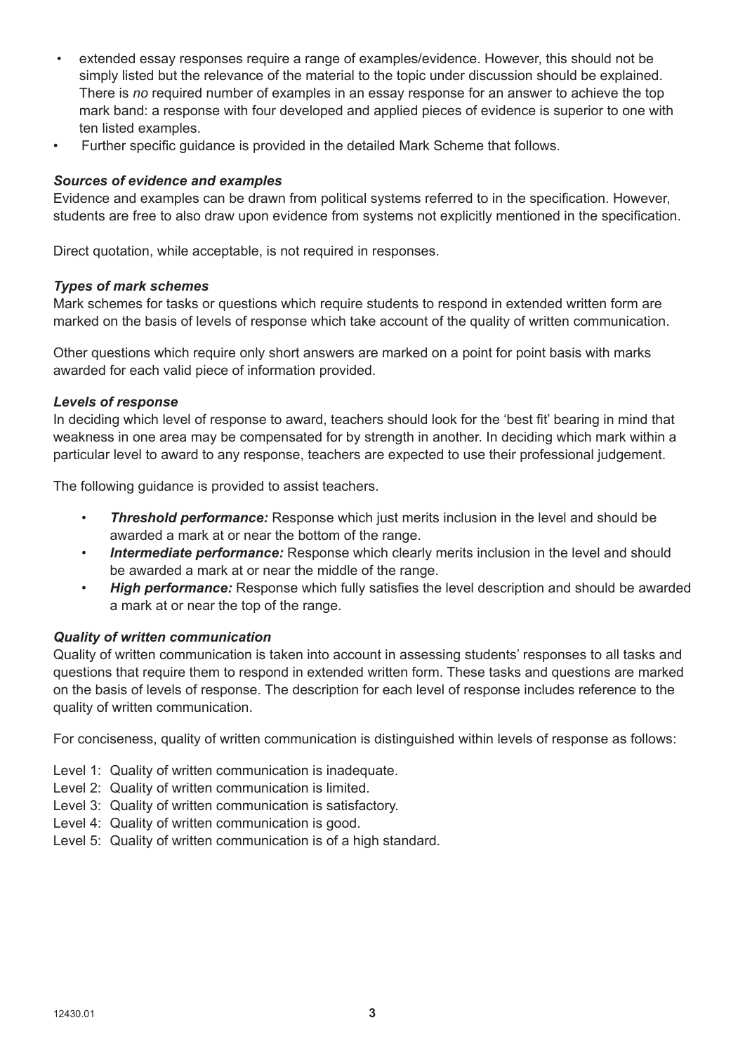- extended essay responses require a range of examples/evidence. However, this should not be simply listed but the relevance of the material to the topic under discussion should be explained. There is *no* required number of examples in an essay response for an answer to achieve the top mark band: a response with four developed and applied pieces of evidence is superior to one with ten listed examples.
- Further specific guidance is provided in the detailed Mark Scheme that follows.

***Sources of evidence and examples***

Evidence and examples can be drawn from political systems referred to in the specification. However, students are free to also draw upon evidence from systems not explicitly mentioned in the specification.

Direct quotation, while acceptable, is not required in responses.

***Types of mark schemes***

Mark schemes for tasks or questions which require students to respond in extended written form are marked on the basis of levels of response which take account of the quality of written communication.

Other questions which require only short answers are marked on a point for point basis with marks awarded for each valid piece of information provided.

***Levels of response***

In deciding which level of response to award, teachers should look for the 'best fit' bearing in mind that weakness in one area may be compensated for by strength in another. In deciding which mark within a particular level to award to any response, teachers are expected to use their professional judgement.

The following guidance is provided to assist teachers.

- ***Threshold performance:*** Response which just merits inclusion in the level and should be awarded a mark at or near the bottom of the range.
- ***Intermediate performance:*** Response which clearly merits inclusion in the level and should be awarded a mark at or near the middle of the range.
- ***High performance:*** Response which fully satisfies the level description and should be awarded a mark at or near the top of the range.

***Quality of written communication***

Quality of written communication is taken into account in assessing students' responses to all tasks and questions that require them to respond in extended written form. These tasks and questions are marked on the basis of levels of response. The description for each level of response includes reference to the quality of written communication.

For conciseness, quality of written communication is distinguished within levels of response as follows:

Level 1: Quality of written communication is inadequate.
Level 2: Quality of written communication is limited.
Level 3: Quality of written communication is satisfactory.
Level 4: Quality of written communication is good.
Level 5: Quality of written communication is of a high standard.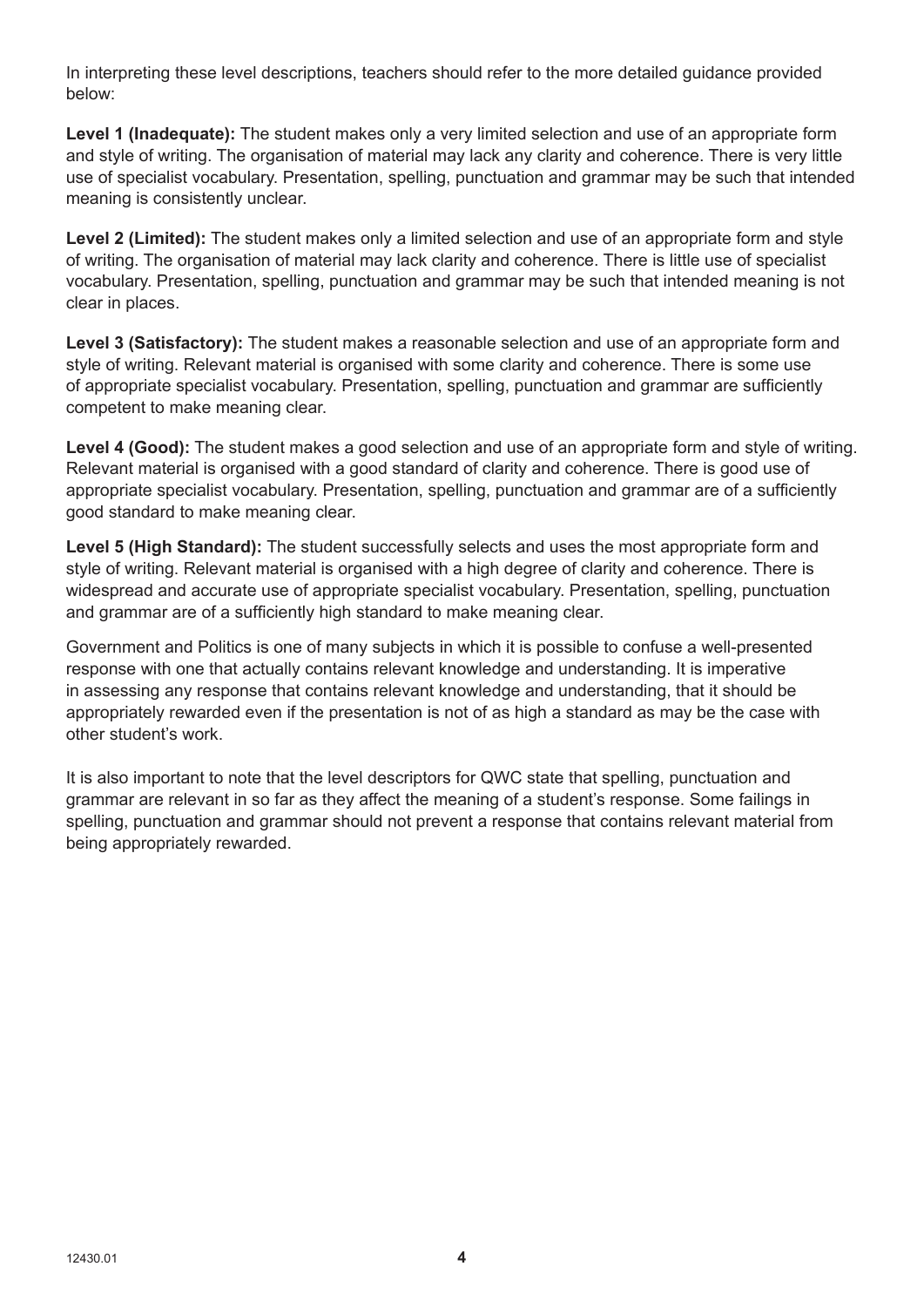In interpreting these level descriptions, teachers should refer to the more detailed guidance provided below:

**Level 1 (Inadequate):** The student makes only a very limited selection and use of an appropriate form and style of writing. The organisation of material may lack any clarity and coherence. There is very little use of specialist vocabulary. Presentation, spelling, punctuation and grammar may be such that intended meaning is consistently unclear.

**Level 2 (Limited):** The student makes only a limited selection and use of an appropriate form and style of writing. The organisation of material may lack clarity and coherence. There is little use of specialist vocabulary. Presentation, spelling, punctuation and grammar may be such that intended meaning is not clear in places.

**Level 3 (Satisfactory):** The student makes a reasonable selection and use of an appropriate form and style of writing. Relevant material is organised with some clarity and coherence. There is some use of appropriate specialist vocabulary. Presentation, spelling, punctuation and grammar are sufficiently competent to make meaning clear.

**Level 4 (Good):** The student makes a good selection and use of an appropriate form and style of writing. Relevant material is organised with a good standard of clarity and coherence. There is good use of appropriate specialist vocabulary. Presentation, spelling, punctuation and grammar are of a sufficiently good standard to make meaning clear.

**Level 5 (High Standard):** The student successfully selects and uses the most appropriate form and style of writing. Relevant material is organised with a high degree of clarity and coherence. There is widespread and accurate use of appropriate specialist vocabulary. Presentation, spelling, punctuation and grammar are of a sufficiently high standard to make meaning clear.

Government and Politics is one of many subjects in which it is possible to confuse a well-presented response with one that actually contains relevant knowledge and understanding. It is imperative in assessing any response that contains relevant knowledge and understanding, that it should be appropriately rewarded even if the presentation is not of as high a standard as may be the case with other student's work.

It is also important to note that the level descriptors for QWC state that spelling, punctuation and grammar are relevant in so far as they affect the meaning of a student's response. Some failings in spelling, punctuation and grammar should not prevent a response that contains relevant material from being appropriately rewarded.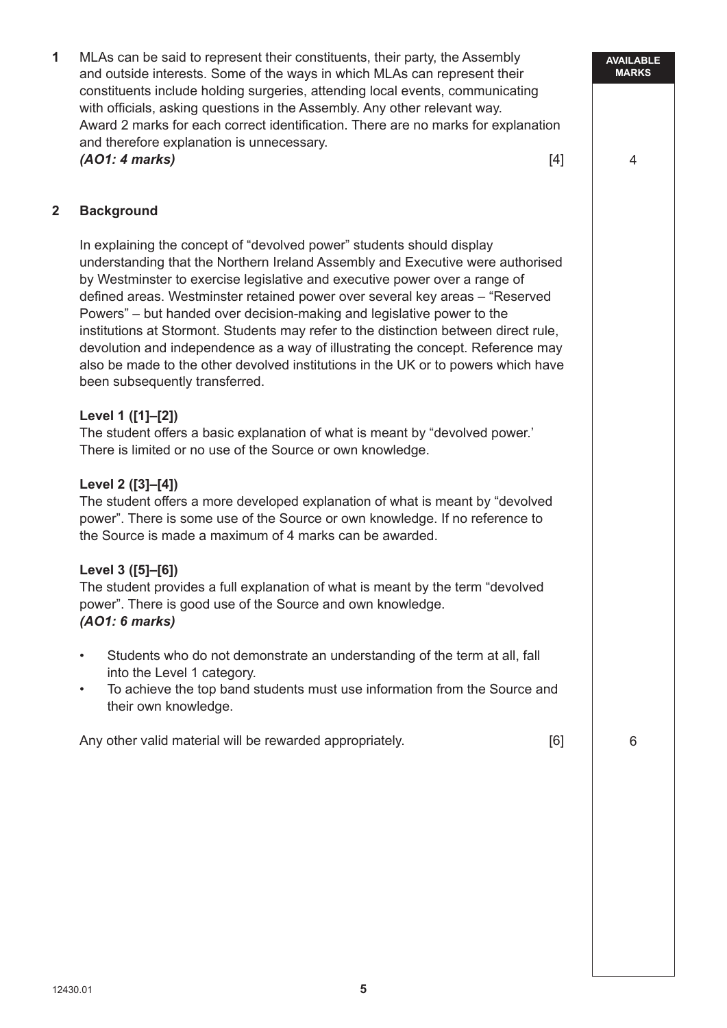| | | AVAILABLE MARKS |
|---|---|---|
| **1** | MLAs can be said to represent their constituents, their party, the Assembly and outside interests. Some of the ways in which MLAs can represent their constituents include holding surgeries, attending local events, communicating with officials, asking questions in the Assembly. Any other relevant way. Award 2 marks for each correct identification. There are no marks for explanation and therefore explanation is unnecessary. ***(AO1: 4 marks)*** [4] | 4 |

**2** **Background**

In explaining the concept of "devolved power" students should display understanding that the Northern Ireland Assembly and Executive were authorised by Westminster to exercise legislative and executive power over a range of defined areas. Westminster retained power over several key areas – "Reserved Powers" – but handed over decision-making and legislative power to the institutions at Stormont. Students may refer to the distinction between direct rule, devolution and independence as a way of illustrating the concept. Reference may also be made to the other devolved institutions in the UK or to powers which have been subsequently transferred.

**Level 1 ([1]–[2])**
The student offers a basic explanation of what is meant by "devolved power.' There is limited or no use of the Source or own knowledge.

**Level 2 ([3]–[4])**
The student offers a more developed explanation of what is meant by "devolved power". There is some use of the Source or own knowledge. If no reference to the Source is made a maximum of 4 marks can be awarded.

**Level 3 ([5]–[6])**
The student provides a full explanation of what is meant by the term "devolved power". There is good use of the Source and own knowledge.
***(AO1: 6 marks)***

- Students who do not demonstrate an understanding of the term at all, fall into the Level 1 category.
- To achieve the top band students must use information from the Source and their own knowledge.

Any other valid material will be rewarded appropriately. [6] — 6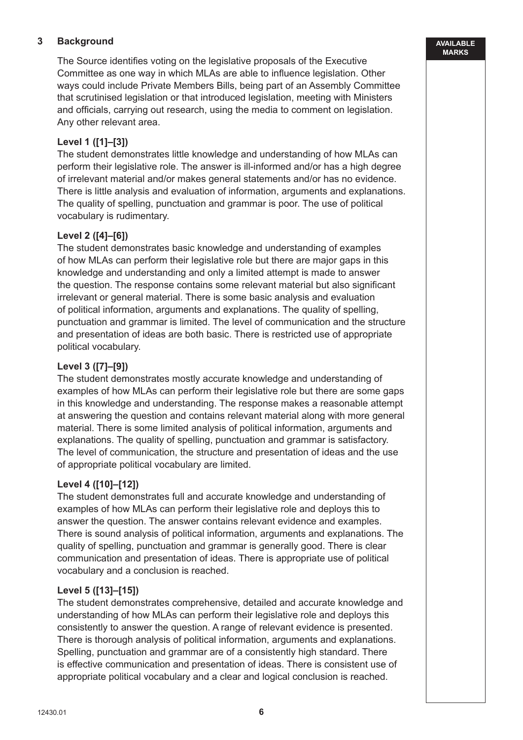**3 Background**

The Source identifies voting on the legislative proposals of the Executive Committee as one way in which MLAs are able to influence legislation. Other ways could include Private Members Bills, being part of an Assembly Committee that scrutinised legislation or that introduced legislation, meeting with Ministers and officials, carrying out research, using the media to comment on legislation. Any other relevant area.

**Level 1 ([1]–[3])**
The student demonstrates little knowledge and understanding of how MLAs can perform their legislative role. The answer is ill-informed and/or has a high degree of irrelevant material and/or makes general statements and/or has no evidence. There is little analysis and evaluation of information, arguments and explanations. The quality of spelling, punctuation and grammar is poor. The use of political vocabulary is rudimentary.

**Level 2 ([4]–[6])**
The student demonstrates basic knowledge and understanding of examples of how MLAs can perform their legislative role but there are major gaps in this knowledge and understanding and only a limited attempt is made to answer the question. The response contains some relevant material but also significant irrelevant or general material. There is some basic analysis and evaluation of political information, arguments and explanations. The quality of spelling, punctuation and grammar is limited. The level of communication and the structure and presentation of ideas are both basic. There is restricted use of appropriate political vocabulary.

**Level 3 ([7]–[9])**
The student demonstrates mostly accurate knowledge and understanding of examples of how MLAs can perform their legislative role but there are some gaps in this knowledge and understanding. The response makes a reasonable attempt at answering the question and contains relevant material along with more general material. There is some limited analysis of political information, arguments and explanations. The quality of spelling, punctuation and grammar is satisfactory. The level of communication, the structure and presentation of ideas and the use of appropriate political vocabulary are limited.

**Level 4 ([10]–[12])**
The student demonstrates full and accurate knowledge and understanding of examples of how MLAs can perform their legislative role and deploys this to answer the question. The answer contains relevant evidence and examples. There is sound analysis of political information, arguments and explanations. The quality of spelling, punctuation and grammar is generally good. There is clear communication and presentation of ideas. There is appropriate use of political vocabulary and a conclusion is reached.

**Level 5 ([13]–[15])**
The student demonstrates comprehensive, detailed and accurate knowledge and understanding of how MLAs can perform their legislative role and deploys this consistently to answer the question. A range of relevant evidence is presented. There is thorough analysis of political information, arguments and explanations. Spelling, punctuation and grammar are of a consistently high standard. There is effective communication and presentation of ideas. There is consistent use of appropriate political vocabulary and a clear and logical conclusion is reached.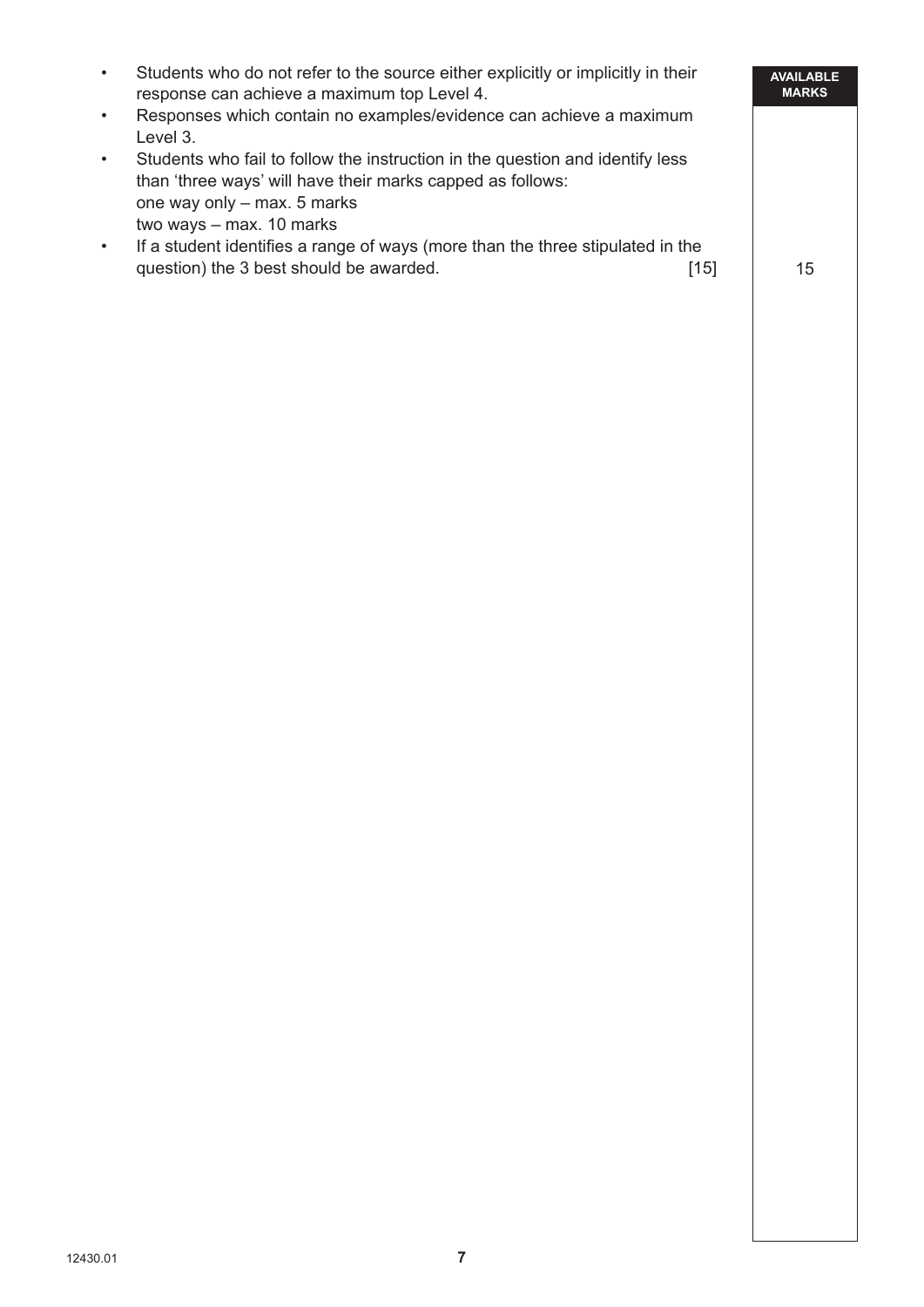- Students who do not refer to the source either explicitly or implicitly in their response can achieve a maximum top Level 4.
- Responses which contain no examples/evidence can achieve a maximum Level 3.
- Students who fail to follow the instruction in the question and identify less than 'three ways' will have their marks capped as follows:
  one way only – max. 5 marks
  two ways – max. 10 marks
- If a student identifies a range of ways (more than the three stipulated in the question) the 3 best should be awarded. [15]

AVAILABLE MARKS: 15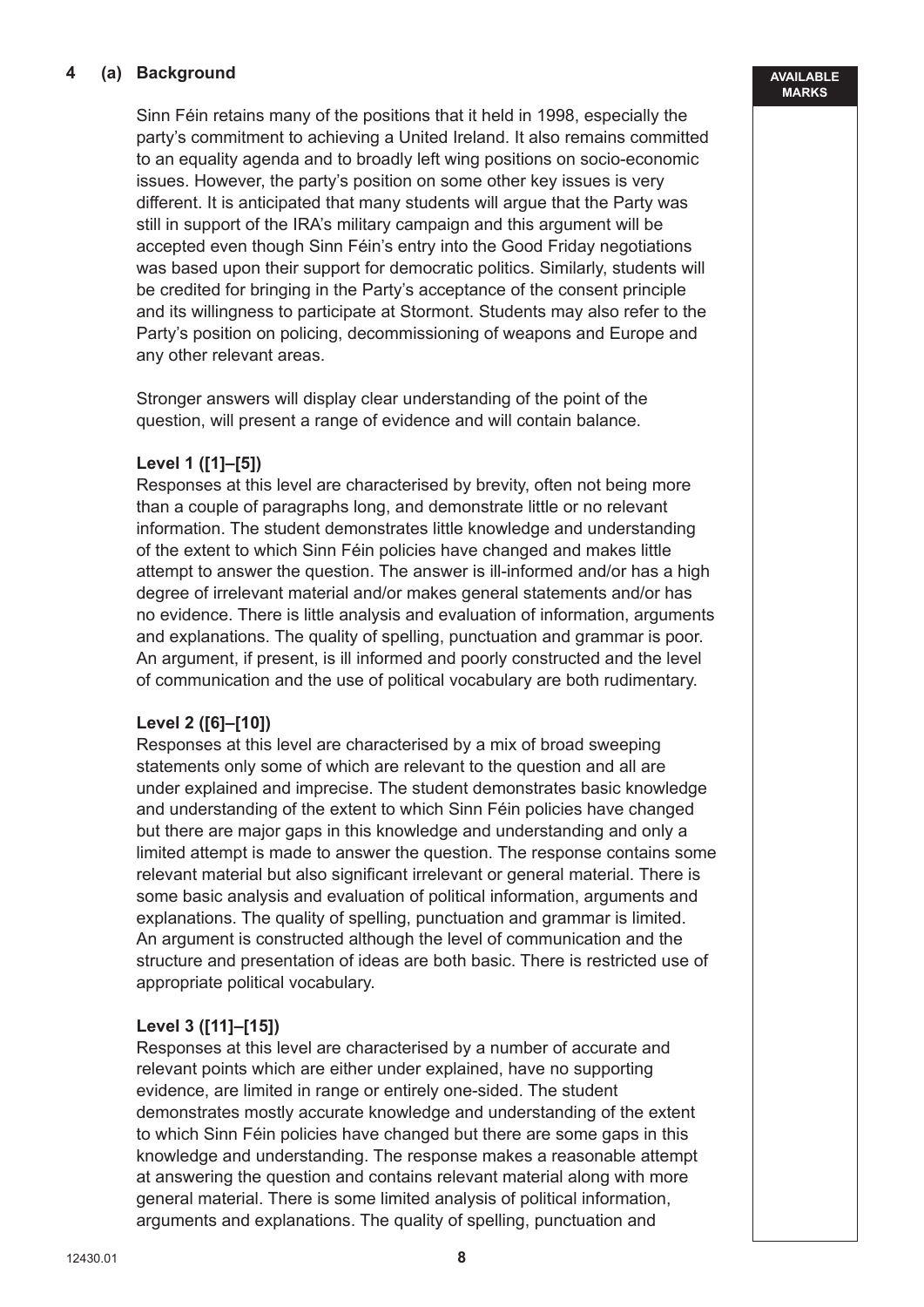**4 (a) Background**

Sinn Féin retains many of the positions that it held in 1998, especially the party's commitment to achieving a United Ireland. It also remains committed to an equality agenda and to broadly left wing positions on socio-economic issues. However, the party's position on some other key issues is very different. It is anticipated that many students will argue that the Party was still in support of the IRA's military campaign and this argument will be accepted even though Sinn Féin's entry into the Good Friday negotiations was based upon their support for democratic politics. Similarly, students will be credited for bringing in the Party's acceptance of the consent principle and its willingness to participate at Stormont. Students may also refer to the Party's position on policing, decommissioning of weapons and Europe and any other relevant areas.

Stronger answers will display clear understanding of the point of the question, will present a range of evidence and will contain balance.

**Level 1 ([1]–[5])**
Responses at this level are characterised by brevity, often not being more than a couple of paragraphs long, and demonstrate little or no relevant information. The student demonstrates little knowledge and understanding of the extent to which Sinn Féin policies have changed and makes little attempt to answer the question. The answer is ill-informed and/or has a high degree of irrelevant material and/or makes general statements and/or has no evidence. There is little analysis and evaluation of information, arguments and explanations. The quality of spelling, punctuation and grammar is poor. An argument, if present, is ill informed and poorly constructed and the level of communication and the use of political vocabulary are both rudimentary.

**Level 2 ([6]–[10])**
Responses at this level are characterised by a mix of broad sweeping statements only some of which are relevant to the question and all are under explained and imprecise. The student demonstrates basic knowledge and understanding of the extent to which Sinn Féin policies have changed but there are major gaps in this knowledge and understanding and only a limited attempt is made to answer the question. The response contains some relevant material but also significant irrelevant or general material. There is some basic analysis and evaluation of political information, arguments and explanations. The quality of spelling, punctuation and grammar is limited. An argument is constructed although the level of communication and the structure and presentation of ideas are both basic. There is restricted use of appropriate political vocabulary.

**Level 3 ([11]–[15])**
Responses at this level are characterised by a number of accurate and relevant points which are either under explained, have no supporting evidence, are limited in range or entirely one-sided. The student demonstrates mostly accurate knowledge and understanding of the extent to which Sinn Féin policies have changed but there are some gaps in this knowledge and understanding. The response makes a reasonable attempt at answering the question and contains relevant material along with more general material. There is some limited analysis of political information, arguments and explanations. The quality of spelling, punctuation and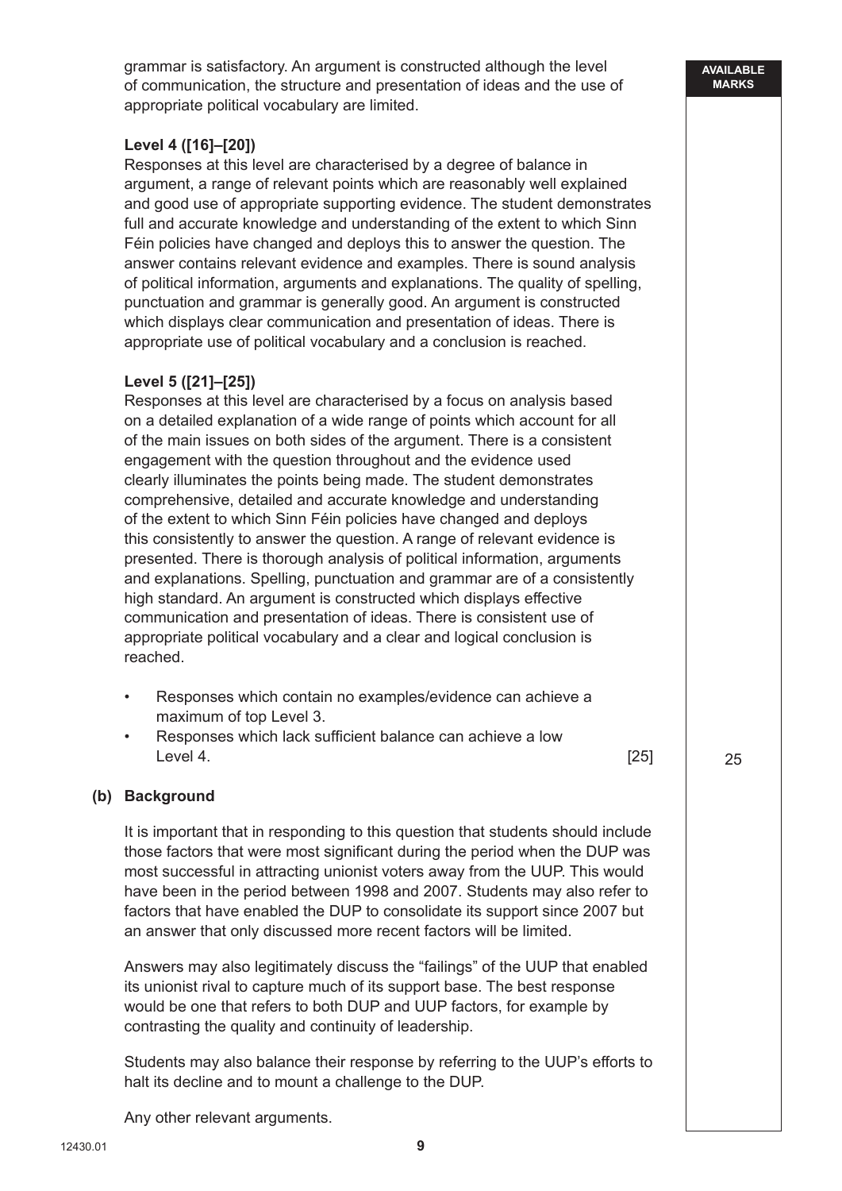grammar is satisfactory. An argument is constructed although the level of communication, the structure and presentation of ideas and the use of appropriate political vocabulary are limited.

**Level 4 ([16]–[20])**
Responses at this level are characterised by a degree of balance in argument, a range of relevant points which are reasonably well explained and good use of appropriate supporting evidence. The student demonstrates full and accurate knowledge and understanding of the extent to which Sinn Féin policies have changed and deploys this to answer the question. The answer contains relevant evidence and examples. There is sound analysis of political information, arguments and explanations. The quality of spelling, punctuation and grammar is generally good. An argument is constructed which displays clear communication and presentation of ideas. There is appropriate use of political vocabulary and a conclusion is reached.

**Level 5 ([21]–[25])**
Responses at this level are characterised by a focus on analysis based on a detailed explanation of a wide range of points which account for all of the main issues on both sides of the argument. There is a consistent engagement with the question throughout and the evidence used clearly illuminates the points being made. The student demonstrates comprehensive, detailed and accurate knowledge and understanding of the extent to which Sinn Féin policies have changed and deploys this consistently to answer the question. A range of relevant evidence is presented. There is thorough analysis of political information, arguments and explanations. Spelling, punctuation and grammar are of a consistently high standard. An argument is constructed which displays effective communication and presentation of ideas. There is consistent use of appropriate political vocabulary and a clear and logical conclusion is reached.

- Responses which contain no examples/evidence can achieve a maximum of top Level 3.
- Responses which lack sufficient balance can achieve a low Level 4. [25]

AVAILABLE MARKS: 25

**(b) Background**

It is important that in responding to this question that students should include those factors that were most significant during the period when the DUP was most successful in attracting unionist voters away from the UUP. This would have been in the period between 1998 and 2007. Students may also refer to factors that have enabled the DUP to consolidate its support since 2007 but an answer that only discussed more recent factors will be limited.

Answers may also legitimately discuss the "failings" of the UUP that enabled its unionist rival to capture much of its support base. The best response would be one that refers to both DUP and UUP factors, for example by contrasting the quality and continuity of leadership.

Students may also balance their response by referring to the UUP's efforts to halt its decline and to mount a challenge to the DUP.

Any other relevant arguments.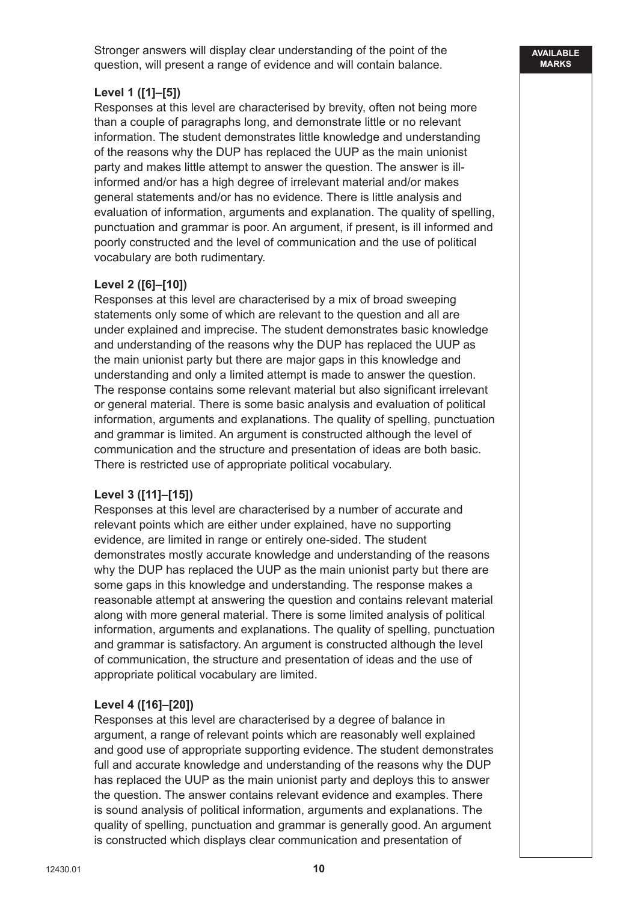Stronger answers will display clear understanding of the point of the question, will present a range of evidence and will contain balance.

**Level 1 ([1]–[5])**
Responses at this level are characterised by brevity, often not being more than a couple of paragraphs long, and demonstrate little or no relevant information. The student demonstrates little knowledge and understanding of the reasons why the DUP has replaced the UUP as the main unionist party and makes little attempt to answer the question. The answer is ill-informed and/or has a high degree of irrelevant material and/or makes general statements and/or has no evidence. There is little analysis and evaluation of information, arguments and explanation. The quality of spelling, punctuation and grammar is poor. An argument, if present, is ill informed and poorly constructed and the level of communication and the use of political vocabulary are both rudimentary.

**Level 2 ([6]–[10])**
Responses at this level are characterised by a mix of broad sweeping statements only some of which are relevant to the question and all are under explained and imprecise. The student demonstrates basic knowledge and understanding of the reasons why the DUP has replaced the UUP as the main unionist party but there are major gaps in this knowledge and understanding and only a limited attempt is made to answer the question. The response contains some relevant material but also significant irrelevant or general material. There is some basic analysis and evaluation of political information, arguments and explanations. The quality of spelling, punctuation and grammar is limited. An argument is constructed although the level of communication and the structure and presentation of ideas are both basic. There is restricted use of appropriate political vocabulary.

**Level 3 ([11]–[15])**
Responses at this level are characterised by a number of accurate and relevant points which are either under explained, have no supporting evidence, are limited in range or entirely one-sided. The student demonstrates mostly accurate knowledge and understanding of the reasons why the DUP has replaced the UUP as the main unionist party but there are some gaps in this knowledge and understanding. The response makes a reasonable attempt at answering the question and contains relevant material along with more general material. There is some limited analysis of political information, arguments and explanations. The quality of spelling, punctuation and grammar is satisfactory. An argument is constructed although the level of communication, the structure and presentation of ideas and the use of appropriate political vocabulary are limited.

**Level 4 ([16]–[20])**
Responses at this level are characterised by a degree of balance in argument, a range of relevant points which are reasonably well explained and good use of appropriate supporting evidence. The student demonstrates full and accurate knowledge and understanding of the reasons why the DUP has replaced the UUP as the main unionist party and deploys this to answer the question. The answer contains relevant evidence and examples. There is sound analysis of political information, arguments and explanations. The quality of spelling, punctuation and grammar is generally good. An argument is constructed which displays clear communication and presentation of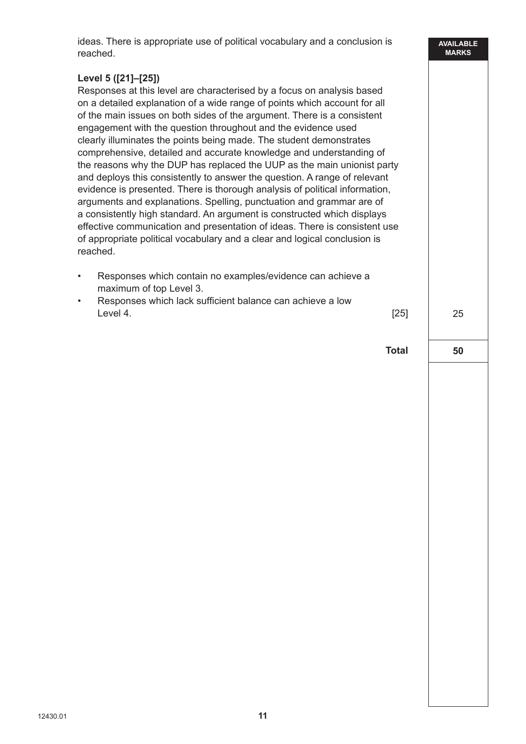ideas. There is appropriate use of political vocabulary and a conclusion is reached.

**Level 5 ([21]–[25])**
Responses at this level are characterised by a focus on analysis based on a detailed explanation of a wide range of points which account for all of the main issues on both sides of the argument. There is a consistent engagement with the question throughout and the evidence used clearly illuminates the points being made. The student demonstrates comprehensive, detailed and accurate knowledge and understanding of the reasons why the DUP has replaced the UUP as the main unionist party and deploys this consistently to answer the question. A range of relevant evidence is presented. There is thorough analysis of political information, arguments and explanations. Spelling, punctuation and grammar are of a consistently high standard. An argument is constructed which displays effective communication and presentation of ideas. There is consistent use of appropriate political vocabulary and a clear and logical conclusion is reached.

- Responses which contain no examples/evidence can achieve a maximum of top Level 3.
- Responses which lack sufficient balance can achieve a low Level 4.

[25] | AVAILABLE MARKS: 25

**Total** | **50**